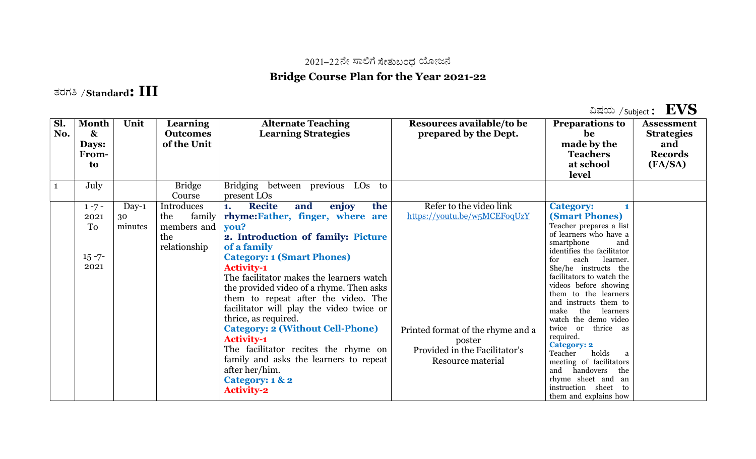2021–22ನೇ ಸಾಲಿಗೆ ಸೇತುಬಂಧ ಯೋಜನೆ

## Bridge Course Plan for the Year 2021-22

ತರಗತಿ /**Standard: III**

ವಿಷಯ /Subject : **EVS**

| Sl. No. | Month & Days: From-to | Unit | Learning Outcomes of the Unit | Alternate Teaching Learning Strategies | Resources available/to be prepared by the Dept. | Preparations to be made by the Teachers at school level | Assessment Strategies and Records (FA/SA) |
|---|---|---|---|---|---|---|---|
| 1 | July | | Bridge Course | Bridging between previous LOs to present LOs | | | |
| | 1 -7 - 2021 To 15 -7- 2021 | Day-1 30 minutes | Introduces the family members and the relationship | **1. Recite and enjoy the rhyme:Father, finger, where are you?** **2. Introduction of family: Picture of a family** **Category: 1 (Smart Phones)** **Activity-1** The facilitator makes the learners watch the provided video of a rhyme. Then asks them to repeat after the video. The facilitator will play the video twice or thrice, as required. **Category: 2 (Without Cell-Phone)** **Activity-1** The facilitator recites the rhyme on family and asks the learners to repeat after her/him. **Category: 1 & 2** **Activity-2** | Refer to the video link https://youtu.be/w5MCEFoqUzY Printed format of the rhyme and a poster Provided in the Facilitator's Resource material | **Category: 1 (Smart Phones)** Teacher prepares a list of learners who have a smartphone and identifies the facilitator for each learner. She/he instructs the facilitators to watch the videos before showing them to the learners and instructs them to make the learners watch the demo video twice or thrice as required. **Category: 2** Teacher holds a meeting of facilitators and handovers the rhyme sheet and an instruction sheet to them and explains how | |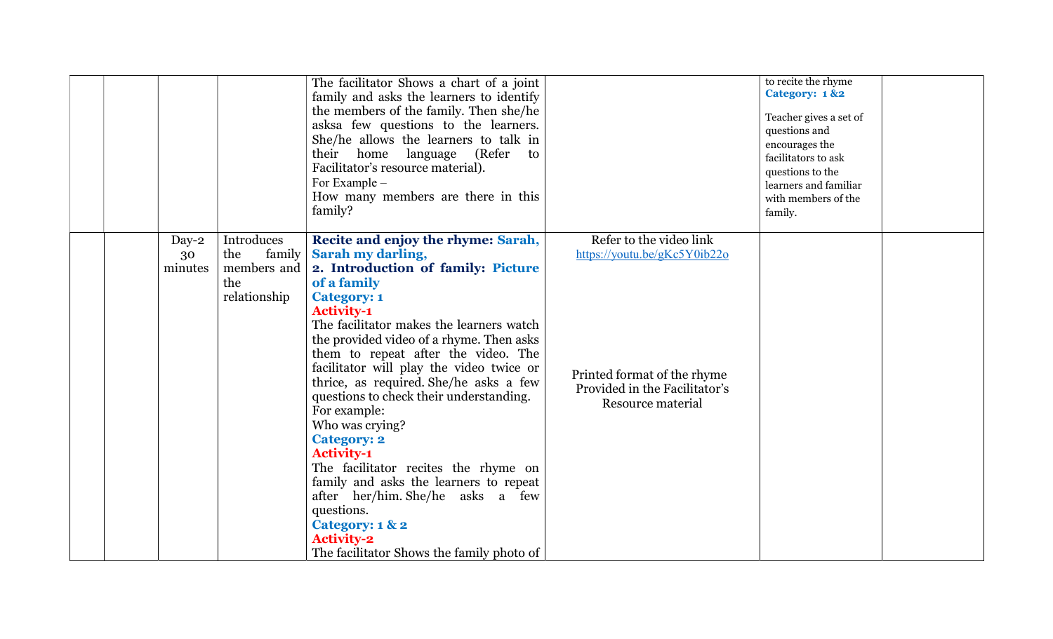| | | | | | | |
|---|---|---|---|---|---|---|
| | | | The facilitator Shows a chart of a joint family and asks the learners to identify the members of the family. Then she/he asksa few questions to the learners. She/he allows the learners to talk in their home language (Refer to Facilitator's resource material).<br>For Example –<br>How many members are there in this family? | | to recite the rhyme<br>**Category: 1 &2**<br>Teacher gives a set of questions and encourages the facilitators to ask questions to the learners and familiar with members of the family. | |
| | | Day-2<br>30 minutes | Introduces the family members and the relationship | **Recite and enjoy the rhyme: Sarah, Sarah my darling,**<br>**2. Introduction of family: Picture of a family**<br>**Category: 1**<br>**Activity-1**<br>The facilitator makes the learners watch the provided video of a rhyme. Then asks them to repeat after the video. The facilitator will play the video twice or thrice, as required. She/he asks a few questions to check their understanding.<br>For example:<br>Who was crying?<br>**Category: 2**<br>**Activity-1**<br>The facilitator recites the rhyme on family and asks the learners to repeat after her/him. She/he asks a few questions.<br>**Category: 1 & 2**<br>**Activity-2**<br>The facilitator Shows the family photo of | Refer to the video link<br>https://youtu.be/gKc5Y0ib22o<br><br>Printed format of the rhyme Provided in the Facilitator's Resource material | | |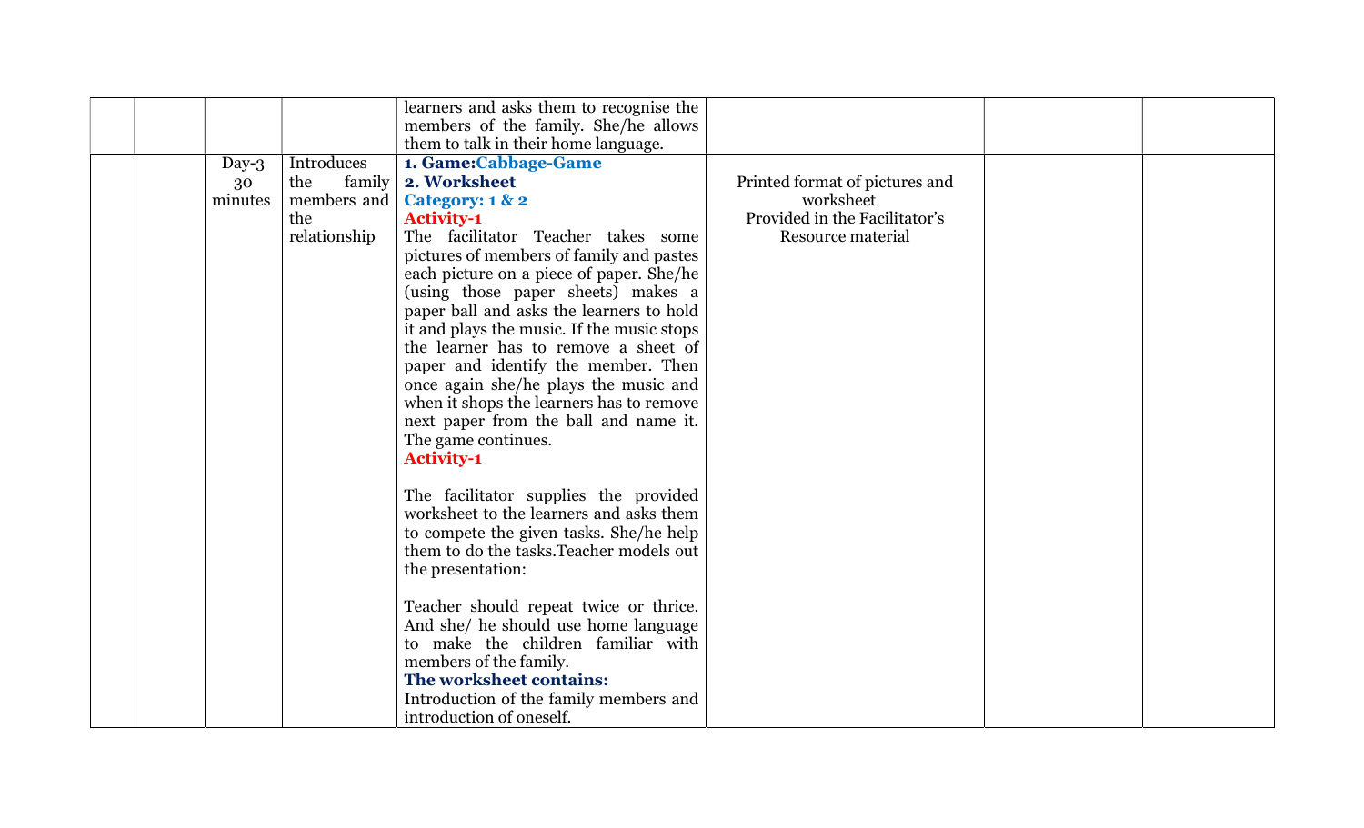| | | | | | | | |
|---|---|---|---|---|---|---|---|
| | | | | learners and asks them to recognise the members of the family. She/he allows them to talk in their home language. | | | |
| | | Day-3 30 minutes | Introduces the family members and the relationship | **1. Game:Cabbage-Game**<br>**2. Worksheet**<br>**Category: 1 & 2**<br>**Activity-1**<br>The facilitator Teacher takes some pictures of members of family and pastes each picture on a piece of paper. She/he (using those paper sheets) makes a paper ball and asks the learners to hold it and plays the music. If the music stops the learner has to remove a sheet of paper and identify the member. Then once again she/he plays the music and when it shops the learners has to remove next paper from the ball and name it. The game continues.<br>**Activity-1**<br><br>The facilitator supplies the provided worksheet to the learners and asks them to compete the given tasks. She/he help them to do the tasks.Teacher models out the presentation:<br><br>Teacher should repeat twice or thrice. And she/ he should use home language to make the children familiar with members of the family.<br>**The worksheet contains:**<br>Introduction of the family members and introduction of oneself. | Printed format of pictures and worksheet Provided in the Facilitator's Resource material | | |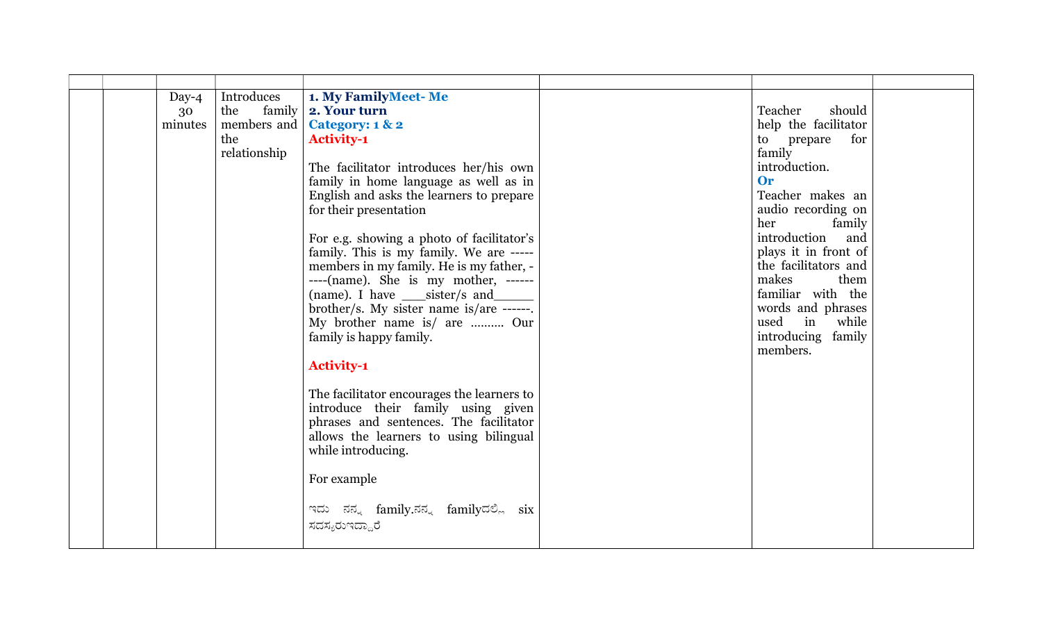| | | | | | | | |
|---|---|---|---|---|---|---|---|
| | | Day-4 30 minutes | Introduces the family members and the relationship | **1. My Family****Meet- Me**<br>**2. Your turn**<br>**Category: 1 & 2**<br>**Activity-1**<br><br>The facilitator introduces her/his own family in home language as well as in English and asks the learners to prepare for their presentation<br><br>For e.g. showing a photo of facilitator's family. This is my family. We are ----- members in my family. He is my father, -----(name). She is my mother, ------ (name). I have ___sister/s and_____ brother/s. My sister name is/are ------. My brother name is/ are .......... Our family is happy family.<br><br>**Activity-1**<br><br>The facilitator encourages the learners to introduce their family using given phrases and sentences. The facilitator allows the learners to using bilingual while introducing.<br><br>For example<br><br>ಇದು ನನ್ನ family.ನನ್ನ familyದಲ್ಲಿ six ಸದಸ್ಯರುಇದ್ದಾರೆ | | Teacher should help the facilitator to prepare for family introduction.<br>**Or**<br>Teacher makes an audio recording on her family introduction and plays it in front of the facilitators and makes them familiar with the words and phrases used in while introducing family members. | |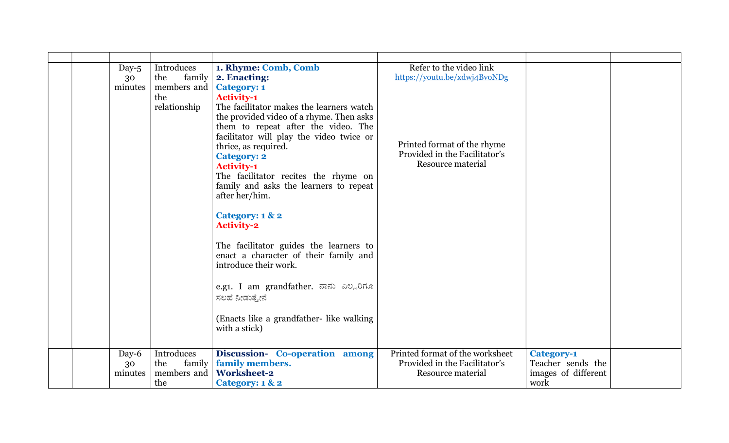| | | | | | | | |
|---|---|---|---|---|---|---|---|
| | | Day-5 30 minutes | Introduces the family members and the relationship | **1. Rhyme: Comb, Comb**<br>**2. Enacting:**<br>**Category: 1**<br>**Activity-1**<br>The facilitator makes the learners watch the provided video of a rhyme. Then asks them to repeat after the video. The facilitator will play the video twice or thrice, as required.<br>**Category: 2**<br>**Activity-1**<br>The facilitator recites the rhyme on family and asks the learners to repeat after her/him.<br><br>**Category: 1 & 2**<br>**Activity-2**<br><br>The facilitator guides the learners to enact a character of their family and introduce their work.<br><br>e.g1. I am grandfather. ನಾನು ಎಲ್ಲರಿಗೂ ಸಲಹೆ ನೀಡುತ್ತೇನೆ<br><br>(Enacts like a grandfather- like walking with a stick) | Refer to the video link<br>https://youtu.be/xdwj4BvoNDg<br><br>Printed format of the rhyme Provided in the Facilitator's Resource material | | |
| | | Day-6 30 minutes | Introduces the family members and the | **Discussion- Co-operation among family members.**<br>**Worksheet-2**<br>**Category: 1 & 2** | Printed format of the worksheet Provided in the Facilitator's Resource material | **Category-1**<br>Teacher sends the images of different work | |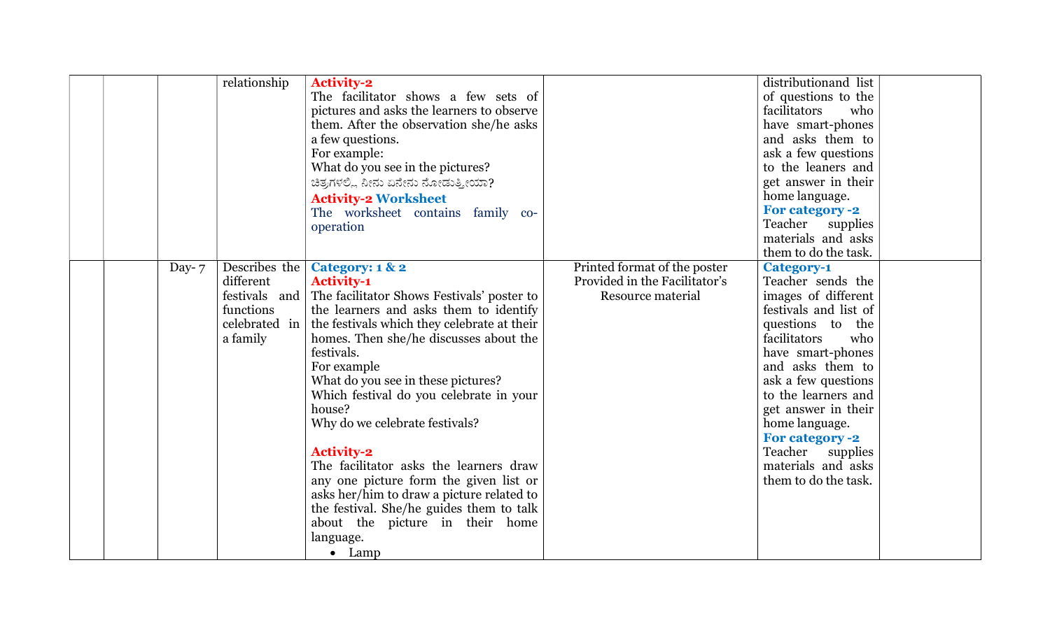|  |  |  | relationship | **Activity-2**<br>The facilitator shows a few sets of pictures and asks the learners to observe them. After the observation she/he asks a few questions.<br>For example:<br>What do you see in the pictures?<br>ಚಿತ್ರಗಳಲ್ಲಿ ನೀನು ಏನೇನು ನೋಡುತ್ತೀಯಾ?<br>**Activity-2 Worksheet**<br>The worksheet contains family co-operation |  | distributionand list of questions to the facilitators who have smart-phones and asks them to ask a few questions to the leaners and get answer in their home language.<br>**For category -2**<br>Teacher supplies materials and asks them to do the task. |  |
|---|---|---|---|---|---|---|---|
|  |  | Day- 7 | Describes the different festivals and functions celebrated in a family | **Category: 1 & 2**<br>**Activity-1**<br>The facilitator Shows Festivals' poster to the learners and asks them to identify the festivals which they celebrate at their homes. Then she/he discusses about the festivals.<br>For example<br>What do you see in these pictures?<br>Which festival do you celebrate in your house?<br>Why do we celebrate festivals?<br><br>**Activity-2**<br>The facilitator asks the learners draw any one picture form the given list or asks her/him to draw a picture related to the festival. She/he guides them to talk about the picture in their home language.<br>• Lamp | Printed format of the poster Provided in the Facilitator's Resource material | **Category-1**<br>Teacher sends the images of different festivals and list of questions to the facilitators who have smart-phones and asks them to ask a few questions to the learners and get answer in their home language.<br>**For category -2**<br>Teacher supplies materials and asks them to do the task. |  |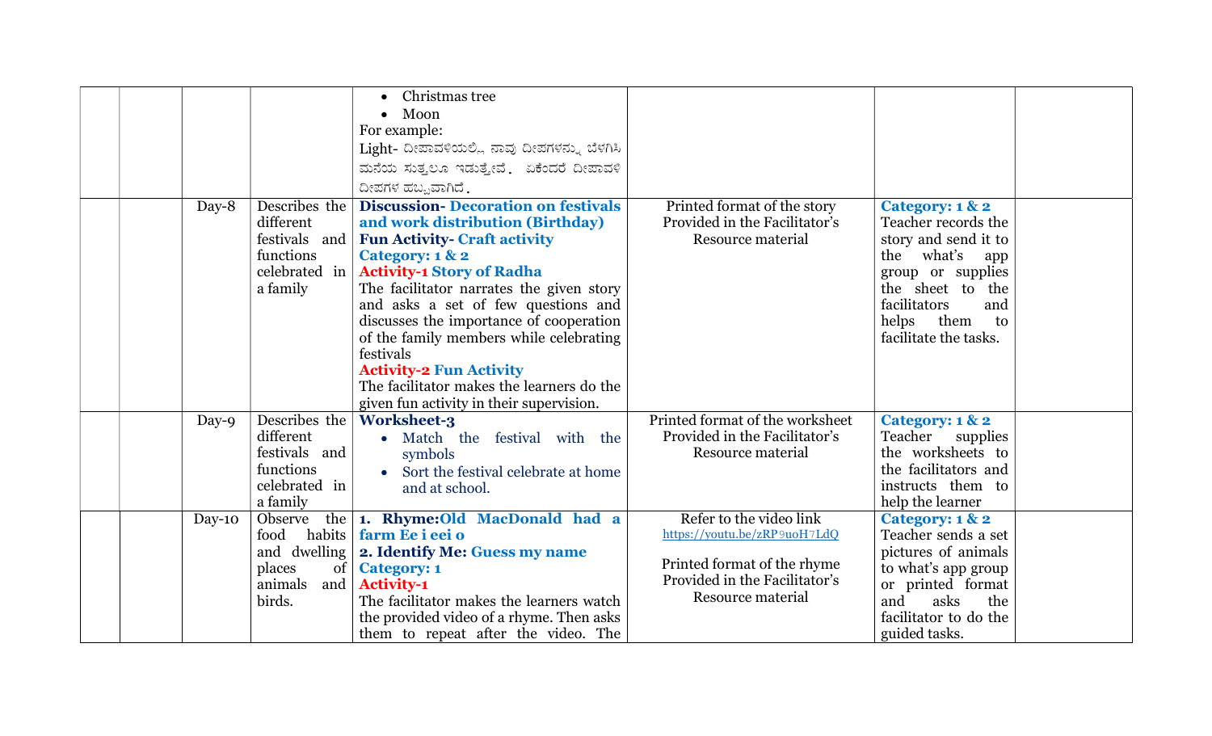| | | | | | | |
|---|---|---|---|---|---|---|
| | | | • Christmas tree<br>• Moon<br>For example:<br>Light- ದೀಪಾವಳಿಯಲ್ಲಿ ನಾವು ದೀಪಗಳನ್ನು ಬೆಳಗಿಸಿ ಮನೆಯ ಸುತ್ತಲೂ ಇಡುತ್ತೇವೆ. ಏಕೆಂದರೆ ದೀಪಾವಳಿ ದೀಪಗಳ ಹಬ್ಬವಾಗಿದೆ. | | | |
| | Day-8 | Describes the different festivals and functions celebrated in a family | **Discussion- Decoration on festivals and work distribution (Birthday)**<br>**Fun Activity- Craft activity**<br>**Category: 1 & 2**<br>**Activity-1 Story of Radha**<br>The facilitator narrates the given story and asks a set of few questions and discusses the importance of cooperation of the family members while celebrating festivals<br>**Activity-2 Fun Activity**<br>The facilitator makes the learners do the given fun activity in their supervision. | Printed format of the story Provided in the Facilitator's Resource material | **Category: 1 & 2**<br>Teacher records the story and send it to the what's app group or supplies the sheet to the facilitators and helps them to facilitate the tasks. | |
| | Day-9 | Describes the different festivals and functions celebrated in a family | **Worksheet-3**<br>• Match the festival with the symbols<br>• Sort the festival celebrate at home and at school. | Printed format of the worksheet Provided in the Facilitator's Resource material | **Category: 1 & 2**<br>Teacher supplies the worksheets to the facilitators and instructs them to help the learner | |
| | Day-10 | Observe the food habits and dwelling places of animals and birds. | **1. Rhyme:Old MacDonald had a farm Ee i eei o**<br>**2. Identify Me: Guess my name**<br>**Category: 1**<br>**Activity-1**<br>The facilitator makes the learners watch the provided video of a rhyme. Then asks them to repeat after the video. The | Refer to the video link https://youtu.be/zRP9uoH7LdQ<br><br>Printed format of the rhyme Provided in the Facilitator's Resource material | **Category: 1 & 2**<br>Teacher sends a set pictures of animals to what's app group or printed format and asks the facilitator to do the guided tasks. | |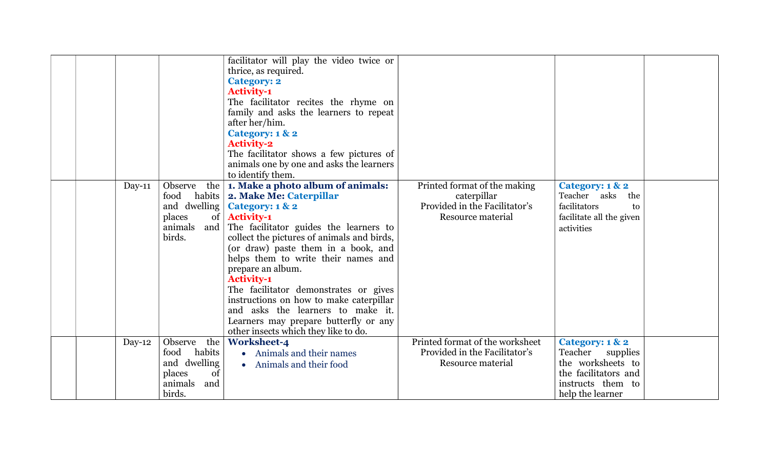| | | | | | | |
|---|---|---|---|---|---|---|
| | | | facilitator will play the video twice or thrice, as required.<br>**Category: 2**<br>**Activity-1**<br>The facilitator recites the rhyme on family and asks the learners to repeat after her/him.<br>**Category: 1 & 2**<br>**Activity-2**<br>The facilitator shows a few pictures of animals one by one and asks the learners to identify them. | | | |
| | Day-11 | Observe the food habits and dwelling places of animals and birds. | **1. Make a photo album of animals:**<br>**2. Make Me: Caterpillar**<br>**Category: 1 & 2**<br>**Activity-1**<br>The facilitator guides the learners to collect the pictures of animals and birds, (or draw) paste them in a book, and helps them to write their names and prepare an album.<br>**Activity-1**<br>The facilitator demonstrates or gives instructions on how to make caterpillar and asks the learners to make it. Learners may prepare butterfly or any other insects which they like to do. | Printed format of the making caterpillar Provided in the Facilitator's Resource material | **Category: 1 & 2**<br>Teacher asks the facilitators to facilitate all the given activities | |
| | Day-12 | Observe the food habits and dwelling places of animals and birds. | **Worksheet-4**<br>• Animals and their names<br>• Animals and their food | Printed format of the worksheet Provided in the Facilitator's Resource material | **Category: 1 & 2**<br>Teacher supplies the worksheets to the facilitators and instructs them to help the learner | |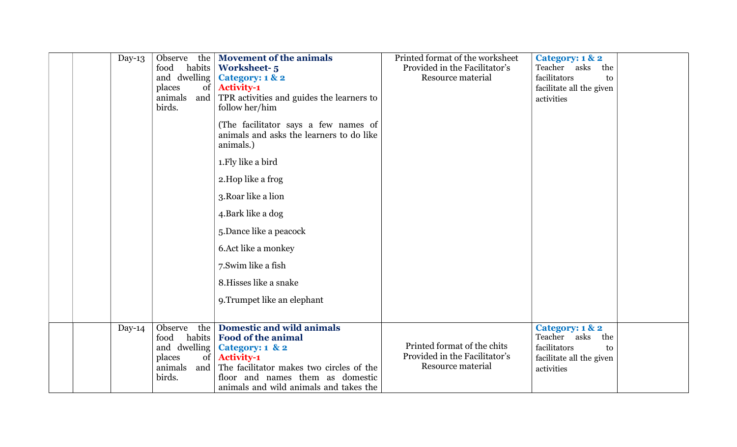|  |  | Day-13 | Observe the food habits and dwelling places of animals and birds. | **Movement of the animals**<br>**Worksheet- 5**<br>**Category: 1 & 2**<br>**Activity-1**<br>TPR activities and guides the learners to follow her/him<br><br>(The facilitator says a few names of animals and asks the learners to do like animals.)<br><br>1.Fly like a bird<br><br>2.Hop like a frog<br><br>3.Roar like a lion<br><br>4.Bark like a dog<br><br>5.Dance like a peacock<br><br>6.Act like a monkey<br><br>7.Swim like a fish<br><br>8.Hisses like a snake<br><br>9.Trumpet like an elephant | Printed format of the worksheet Provided in the Facilitator's Resource material | **Category: 1 & 2**<br>Teacher asks the facilitators to facilitate all the given activities |  |
|---|---|---|---|---|---|---|---|
|  |  | Day-14 | Observe the food habits and dwelling places of animals and birds. | **Domestic and wild animals**<br>**Food of the animal**<br>**Category: 1 & 2**<br>**Activity-1**<br>The facilitator makes two circles of the floor and names them as domestic animals and wild animals and takes the | Printed format of the chits Provided in the Facilitator's Resource material | **Category: 1 & 2**<br>Teacher asks the facilitators to facilitate all the given activities |  |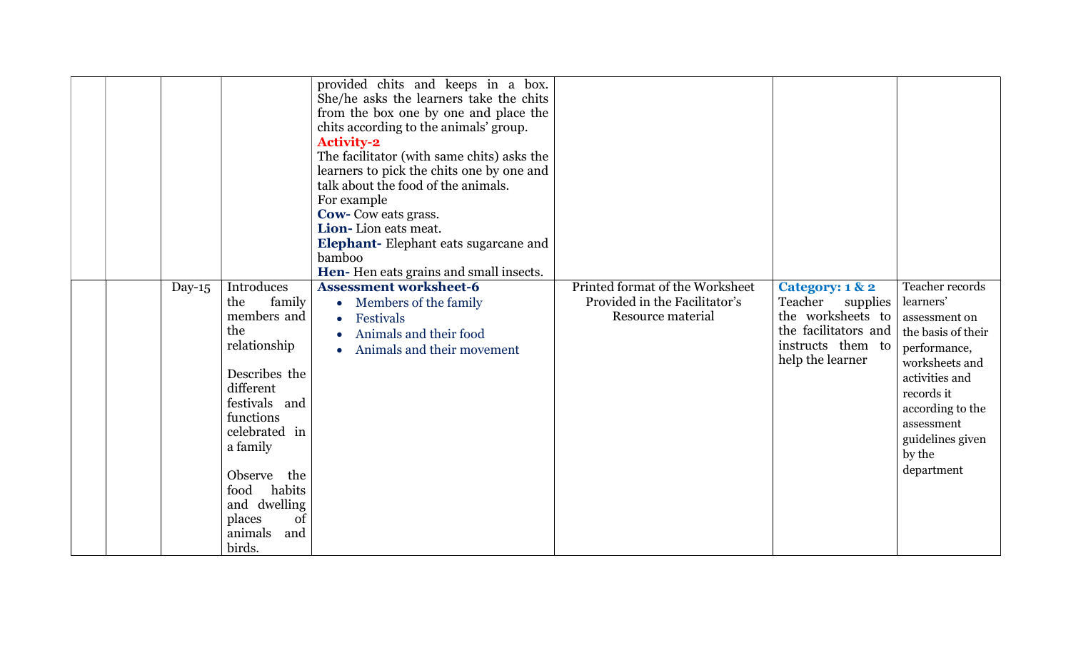| | | | | | | | |
|---|---|---|---|---|---|---|---|
| | | | | provided chits and keeps in a box. She/he asks the learners take the chits from the box one by one and place the chits according to the animals' group.<br>**Activity-2**<br>The facilitator (with same chits) asks the learners to pick the chits one by one and talk about the food of the animals.<br>For example<br>**Cow-** Cow eats grass.<br>**Lion-** Lion eats meat.<br>**Elephant-** Elephant eats sugarcane and bamboo<br>**Hen-** Hen eats grains and small insects. | | | |
| | | Day-15 | Introduces the family members and the relationship<br><br>Describes the different festivals and functions celebrated in a family<br><br>Observe the food habits and dwelling places of animals and birds. | **Assessment worksheet-6**<br>• Members of the family<br>• Festivals<br>• Animals and their food<br>• Animals and their movement | Printed format of the Worksheet Provided in the Facilitator's Resource material | **Category: 1 & 2**<br>Teacher supplies the worksheets to the facilitators and instructs them to help the learner | Teacher records learners' assessment on the basis of their performance, worksheets and activities and records it according to the assessment guidelines given by the department |